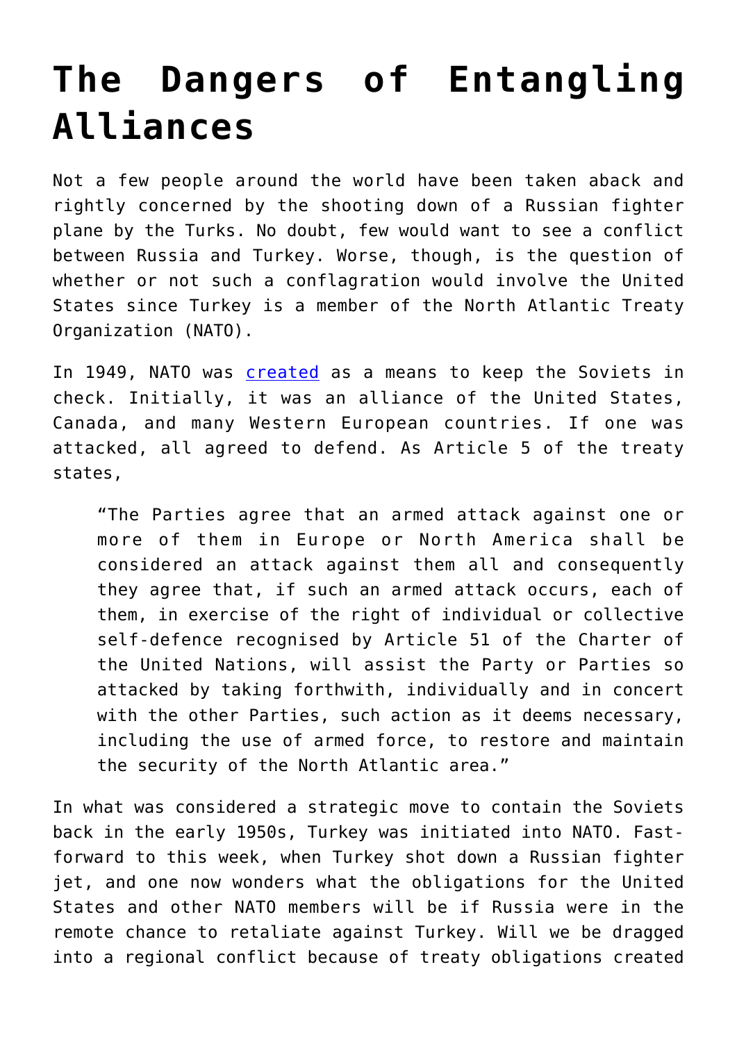# The Dangers of Entangling Alliances

Not a few people around the world have been taken aback and rightly concerned by the shooting down of a Russian fighter plane by the Turks. No doubt, few would want to see a conflict between Russia and Turkey. Worse, though, is the question of whether or not such a conflagration would involve the United States since Turkey is a member of the North Atlantic Treaty Organization (NATO).

In 1949, NATO was created as a means to keep the Soviets in check. Initially, it was an alliance of the United States, Canada, and many Western European countries. If one was attacked, all agreed to defend. As Article 5 of the treaty states,

> "The Parties agree that an armed attack against one or more of them in Europe or North America shall be considered an attack against them all and consequently they agree that, if such an armed attack occurs, each of them, in exercise of the right of individual or collective self-defence recognised by Article 51 of the Charter of the United Nations, will assist the Party or Parties so attacked by taking forthwith, individually and in concert with the other Parties, such action as it deems necessary, including the use of armed force, to restore and maintain the security of the North Atlantic area."

In what was considered a strategic move to contain the Soviets back in the early 1950s, Turkey was initiated into NATO. Fast-forward to this week, when Turkey shot down a Russian fighter jet, and one now wonders what the obligations for the United States and other NATO members will be if Russia were in the remote chance to retaliate against Turkey. Will we be dragged into a regional conflict because of treaty obligations created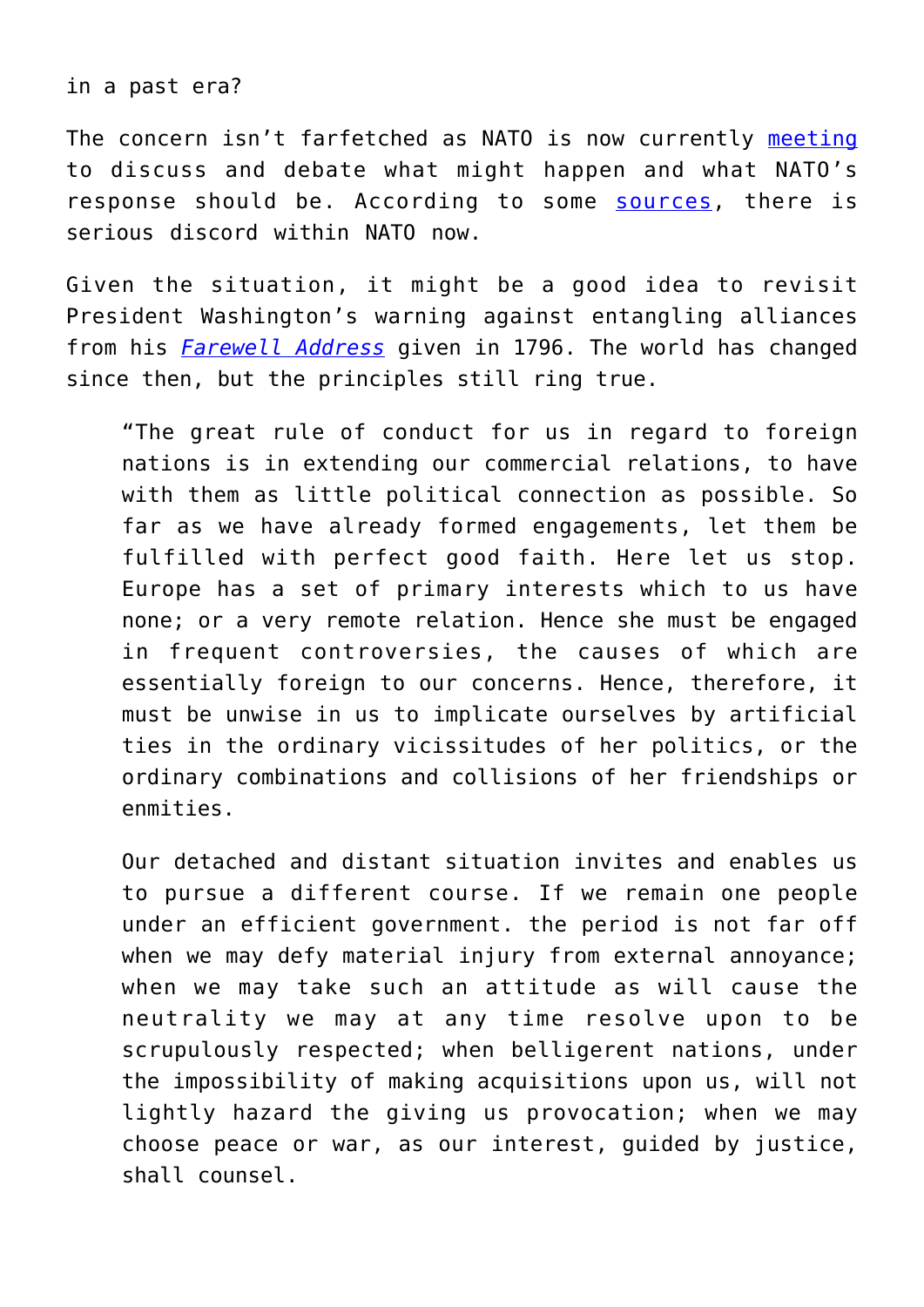in a past era?

The concern isn't farfetched as NATO is now currently [meeting](#) to discuss and debate what might happen and what NATO's response should be. According to some [sources](#), there is serious discord within NATO now.

Given the situation, it might be a good idea to revisit President Washington's warning against entangling alliances from his [*Farewell Address*](#) given in 1796. The world has changed since then, but the principles still ring true.

> "The great rule of conduct for us in regard to foreign nations is in extending our commercial relations, to have with them as little political connection as possible. So far as we have already formed engagements, let them be fulfilled with perfect good faith. Here let us stop. Europe has a set of primary interests which to us have none; or a very remote relation. Hence she must be engaged in frequent controversies, the causes of which are essentially foreign to our concerns. Hence, therefore, it must be unwise in us to implicate ourselves by artificial ties in the ordinary vicissitudes of her politics, or the ordinary combinations and collisions of her friendships or enmities.
>
> Our detached and distant situation invites and enables us to pursue a different course. If we remain one people under an efficient government. the period is not far off when we may defy material injury from external annoyance; when we may take such an attitude as will cause the neutrality we may at any time resolve upon to be scrupulously respected; when belligerent nations, under the impossibility of making acquisitions upon us, will not lightly hazard the giving us provocation; when we may choose peace or war, as our interest, guided by justice, shall counsel.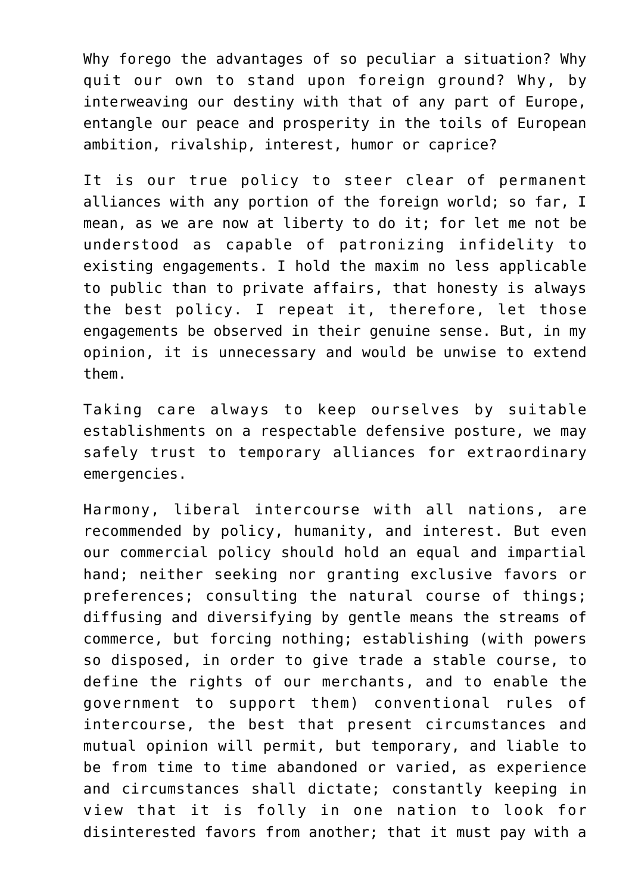Why forego the advantages of so peculiar a situation? Why quit our own to stand upon foreign ground? Why, by interweaving our destiny with that of any part of Europe, entangle our peace and prosperity in the toils of European ambition, rivalship, interest, humor or caprice?

It is our true policy to steer clear of permanent alliances with any portion of the foreign world; so far, I mean, as we are now at liberty to do it; for let me not be understood as capable of patronizing infidelity to existing engagements. I hold the maxim no less applicable to public than to private affairs, that honesty is always the best policy. I repeat it, therefore, let those engagements be observed in their genuine sense. But, in my opinion, it is unnecessary and would be unwise to extend them.

Taking care always to keep ourselves by suitable establishments on a respectable defensive posture, we may safely trust to temporary alliances for extraordinary emergencies.

Harmony, liberal intercourse with all nations, are recommended by policy, humanity, and interest. But even our commercial policy should hold an equal and impartial hand; neither seeking nor granting exclusive favors or preferences; consulting the natural course of things; diffusing and diversifying by gentle means the streams of commerce, but forcing nothing; establishing (with powers so disposed, in order to give trade a stable course, to define the rights of our merchants, and to enable the government to support them) conventional rules of intercourse, the best that present circumstances and mutual opinion will permit, but temporary, and liable to be from time to time abandoned or varied, as experience and circumstances shall dictate; constantly keeping in view that it is folly in one nation to look for disinterested favors from another; that it must pay with a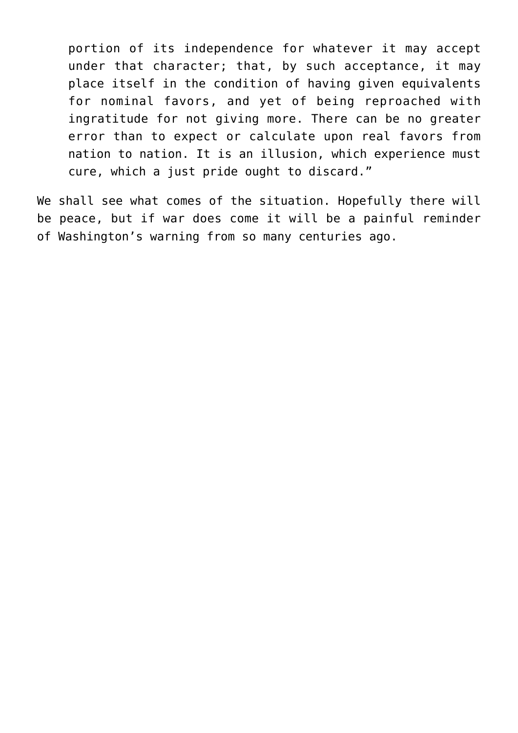> portion of its independence for whatever it may accept under that character; that, by such acceptance, it may place itself in the condition of having given equivalents for nominal favors, and yet of being reproached with ingratitude for not giving more. There can be no greater error than to expect or calculate upon real favors from nation to nation. It is an illusion, which experience must cure, which a just pride ought to discard."

We shall see what comes of the situation. Hopefully there will be peace, but if war does come it will be a painful reminder of Washington's warning from so many centuries ago.